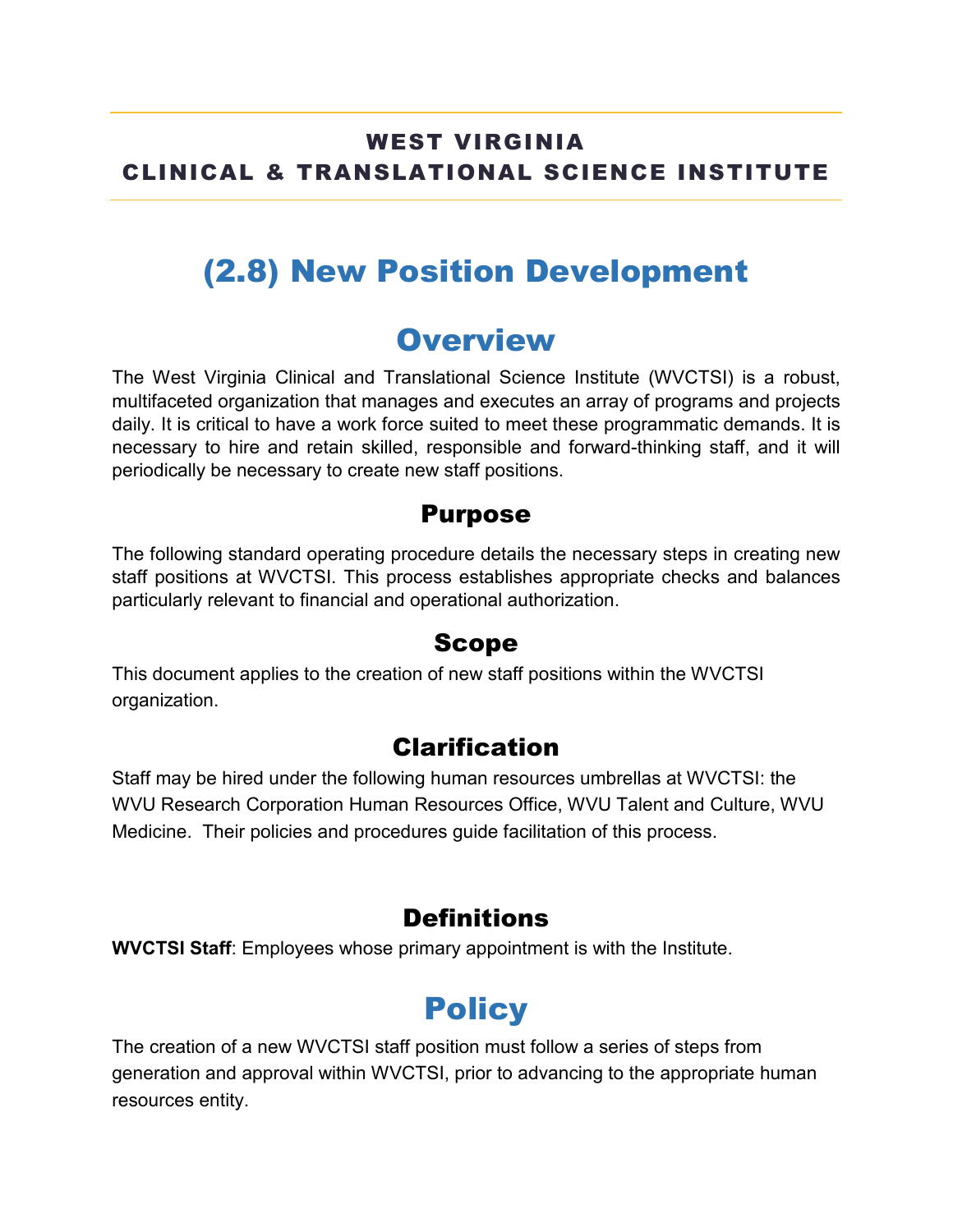**WEST VIRGINIA**
**CLINICAL & TRANSLATIONAL SCIENCE INSTITUTE**

# (2.8) New Position Development

## Overview

The West Virginia Clinical and Translational Science Institute (WVCTSI) is a robust, multifaceted organization that manages and executes an array of programs and projects daily. It is critical to have a work force suited to meet these programmatic demands. It is necessary to hire and retain skilled, responsible and forward-thinking staff, and it will periodically be necessary to create new staff positions.

### Purpose

The following standard operating procedure details the necessary steps in creating new staff positions at WVCTSI. This process establishes appropriate checks and balances particularly relevant to financial and operational authorization.

### Scope

This document applies to the creation of new staff positions within the WVCTSI organization.

### Clarification

Staff may be hired under the following human resources umbrellas at WVCTSI: the WVU Research Corporation Human Resources Office, WVU Talent and Culture, WVU Medicine. Their policies and procedures guide facilitation of this process.

### Definitions

**WVCTSI Staff**: Employees whose primary appointment is with the Institute.

## Policy

The creation of a new WVCTSI staff position must follow a series of steps from generation and approval within WVCTSI, prior to advancing to the appropriate human resources entity.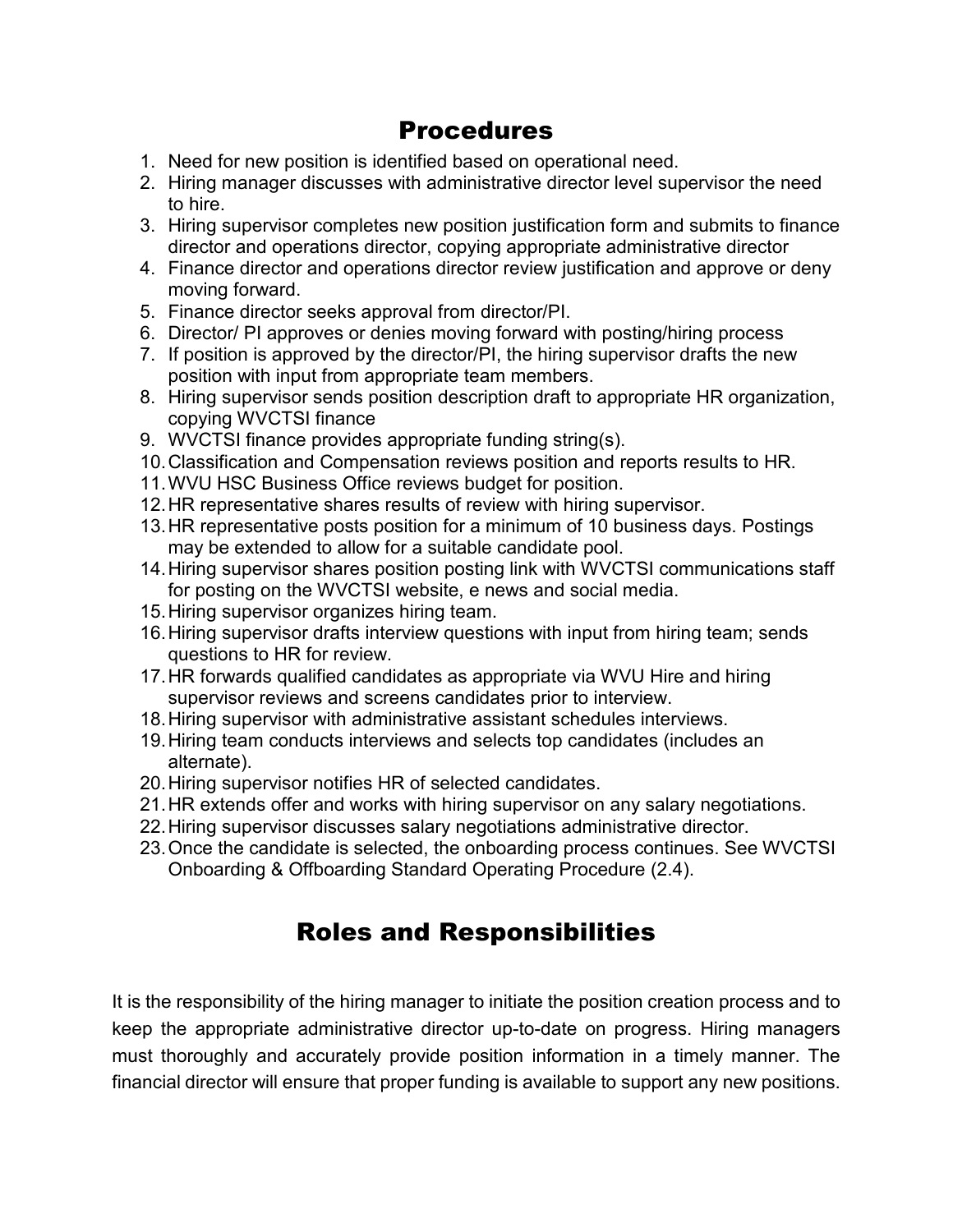## Procedures

1. Need for new position is identified based on operational need.
2. Hiring manager discusses with administrative director level supervisor the need to hire.
3. Hiring supervisor completes new position justification form and submits to finance director and operations director, copying appropriate administrative director
4. Finance director and operations director review justification and approve or deny moving forward.
5. Finance director seeks approval from director/PI.
6. Director/ PI approves or denies moving forward with posting/hiring process
7. If position is approved by the director/PI, the hiring supervisor drafts the new position with input from appropriate team members.
8. Hiring supervisor sends position description draft to appropriate HR organization, copying WVCTSI finance
9. WVCTSI finance provides appropriate funding string(s).
10. Classification and Compensation reviews position and reports results to HR.
11. WVU HSC Business Office reviews budget for position.
12. HR representative shares results of review with hiring supervisor.
13. HR representative posts position for a minimum of 10 business days. Postings may be extended to allow for a suitable candidate pool.
14. Hiring supervisor shares position posting link with WVCTSI communications staff for posting on the WVCTSI website, e news and social media.
15. Hiring supervisor organizes hiring team.
16. Hiring supervisor drafts interview questions with input from hiring team; sends questions to HR for review.
17. HR forwards qualified candidates as appropriate via WVU Hire and hiring supervisor reviews and screens candidates prior to interview.
18. Hiring supervisor with administrative assistant schedules interviews.
19. Hiring team conducts interviews and selects top candidates (includes an alternate).
20. Hiring supervisor notifies HR of selected candidates.
21. HR extends offer and works with hiring supervisor on any salary negotiations.
22. Hiring supervisor discusses salary negotiations administrative director.
23. Once the candidate is selected, the onboarding process continues. See WVCTSI Onboarding & Offboarding Standard Operating Procedure (2.4).

## Roles and Responsibilities

It is the responsibility of the hiring manager to initiate the position creation process and to keep the appropriate administrative director up-to-date on progress. Hiring managers must thoroughly and accurately provide position information in a timely manner. The financial director will ensure that proper funding is available to support any new positions.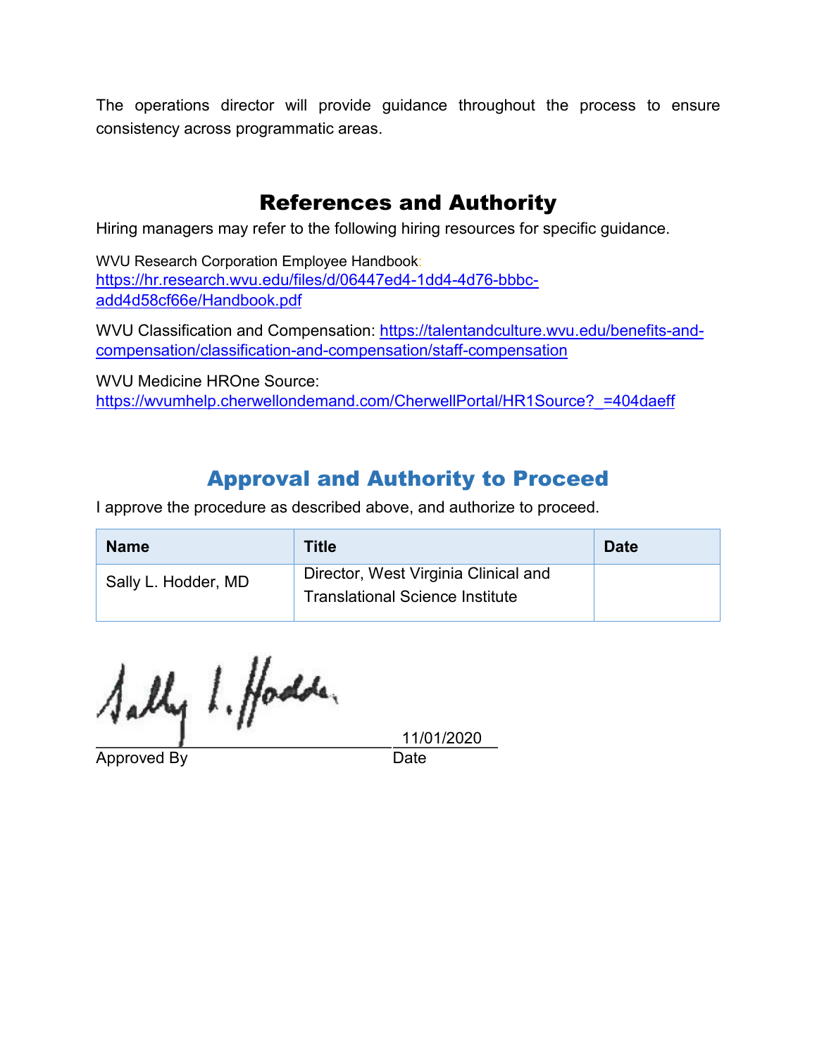The operations director will provide guidance throughout the process to ensure consistency across programmatic areas.

## References and Authority

Hiring managers may refer to the following hiring resources for specific guidance.

WVU Research Corporation Employee Handbook: https://hr.research.wvu.edu/files/d/06447ed4-1dd4-4d76-bbbc-add4d58cf66e/Handbook.pdf

WVU Classification and Compensation: https://talentandculture.wvu.edu/benefits-and-compensation/classification-and-compensation/staff-compensation

WVU Medicine HROne Source: https://wvumhelp.cherwellondemand.com/CherwellPortal/HR1Source?_=404daeff

## Approval and Authority to Proceed

I approve the procedure as described above, and authorize to proceed.

| Name | Title | Date |
|---|---|---|
| Sally L. Hodder, MD | Director, West Virginia Clinical and Translational Science Institute | |

Sally L. Hodder

Approved By

11/01/2020

Date